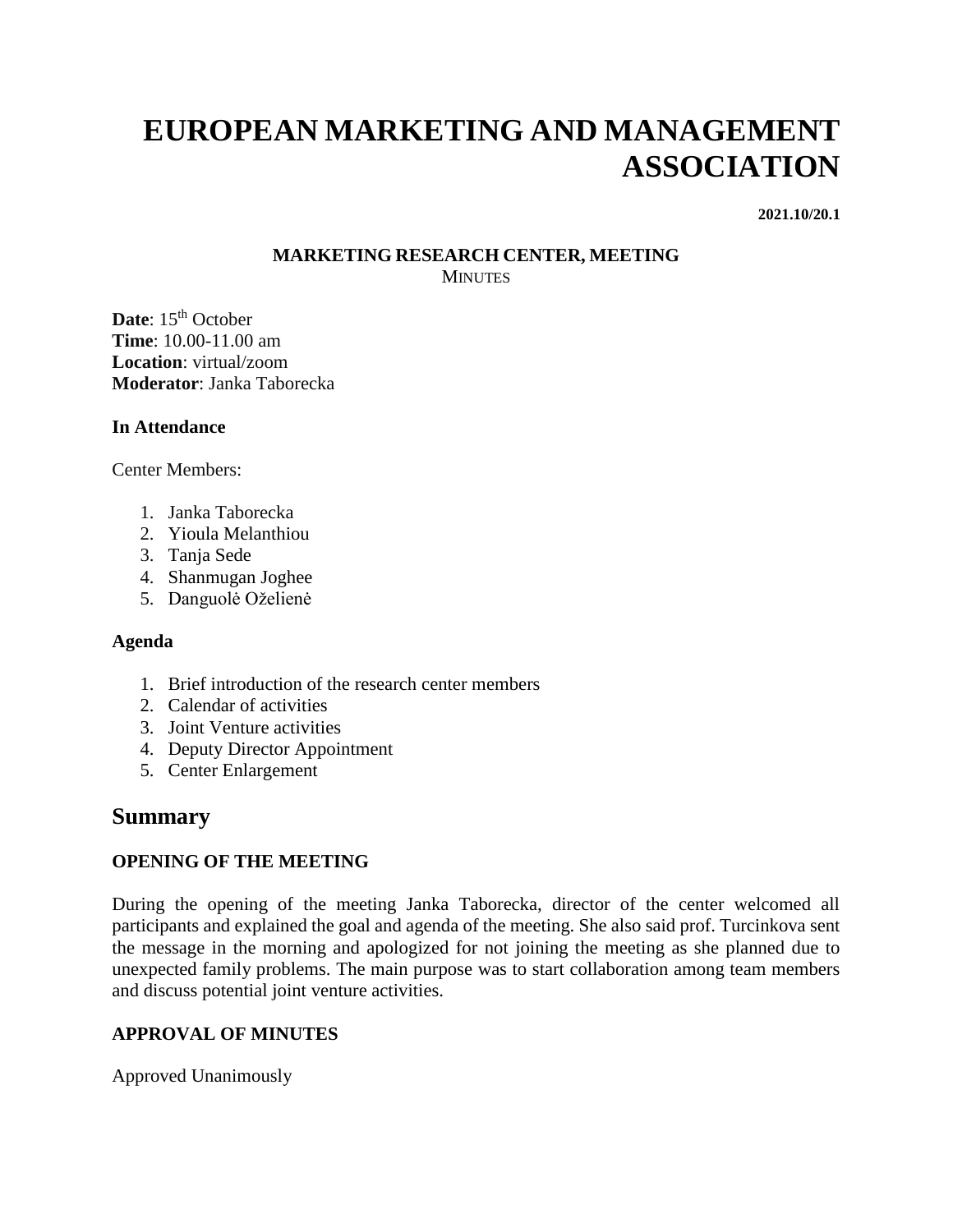# EUROPEAN MARKETING AND MANAGEMENT ASSOCIATION

**2021.10/20.1**

**MARKETING RESEARCH CENTER, MEETING**
MINUTES

**Date**: 15th October
**Time**: 10.00-11.00 am
**Location**: virtual/zoom
**Moderator**: Janka Taborecka

**In Attendance**

Center Members:

1. Janka Taborecka
2. Yioula Melanthiou
3. Tanja Sede
4. Shanmugan Joghee
5. Danguolė Oželienė

**Agenda**

1. Brief introduction of the research center members
2. Calendar of activities
3. Joint Venture activities
4. Deputy Director Appointment
5. Center Enlargement

## Summary

**OPENING OF THE MEETING**

During the opening of the meeting Janka Taborecka, director of the center welcomed all participants and explained the goal and agenda of the meeting. She also said prof. Turcinkova sent the message in the morning and apologized for not joining the meeting as she planned due to unexpected family problems. The main purpose was to start collaboration among team members and discuss potential joint venture activities.

**APPROVAL OF MINUTES**

Approved Unanimously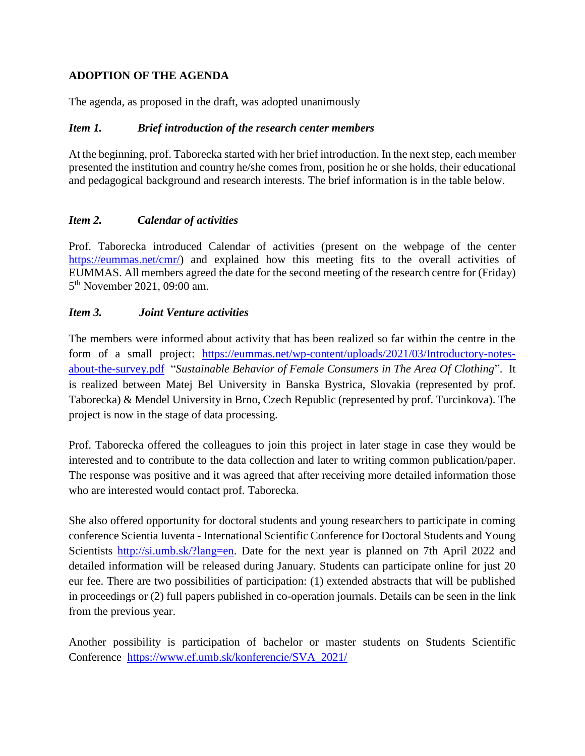**ADOPTION OF THE AGENDA**

The agenda, as proposed in the draft, was adopted unanimously

***Item 1. Brief introduction of the research center members***

At the beginning, prof. Taborecka started with her brief introduction. In the next step, each member presented the institution and country he/she comes from, position he or she holds, their educational and pedagogical background and research interests. The brief information is in the table below.

***Item 2. Calendar of activities***

Prof. Taborecka introduced Calendar of activities (present on the webpage of the center https://eummas.net/cmr/) and explained how this meeting fits to the overall activities of EUMMAS. All members agreed the date for the second meeting of the research centre for (Friday) 5th November 2021, 09:00 am.

***Item 3. Joint Venture activities***

The members were informed about activity that has been realized so far within the centre in the form of a small project: https://eummas.net/wp-content/uploads/2021/03/Introductory-notes-about-the-survey.pdf "*Sustainable Behavior of Female Consumers in The Area Of Clothing*". It is realized between Matej Bel University in Banska Bystrica, Slovakia (represented by prof. Taborecka) & Mendel University in Brno, Czech Republic (represented by prof. Turcinkova). The project is now in the stage of data processing.

Prof. Taborecka offered the colleagues to join this project in later stage in case they would be interested and to contribute to the data collection and later to writing common publication/paper. The response was positive and it was agreed that after receiving more detailed information those who are interested would contact prof. Taborecka.

She also offered opportunity for doctoral students and young researchers to participate in coming conference Scientia Iuventa - International Scientific Conference for Doctoral Students and Young Scientists http://si.umb.sk/?lang=en. Date for the next year is planned on 7th April 2022 and detailed information will be released during January. Students can participate online for just 20 eur fee. There are two possibilities of participation: (1) extended abstracts that will be published in proceedings or (2) full papers published in co-operation journals. Details can be seen in the link from the previous year.

Another possibility is participation of bachelor or master students on Students Scientific Conference https://www.ef.umb.sk/konferencie/SVA_2021/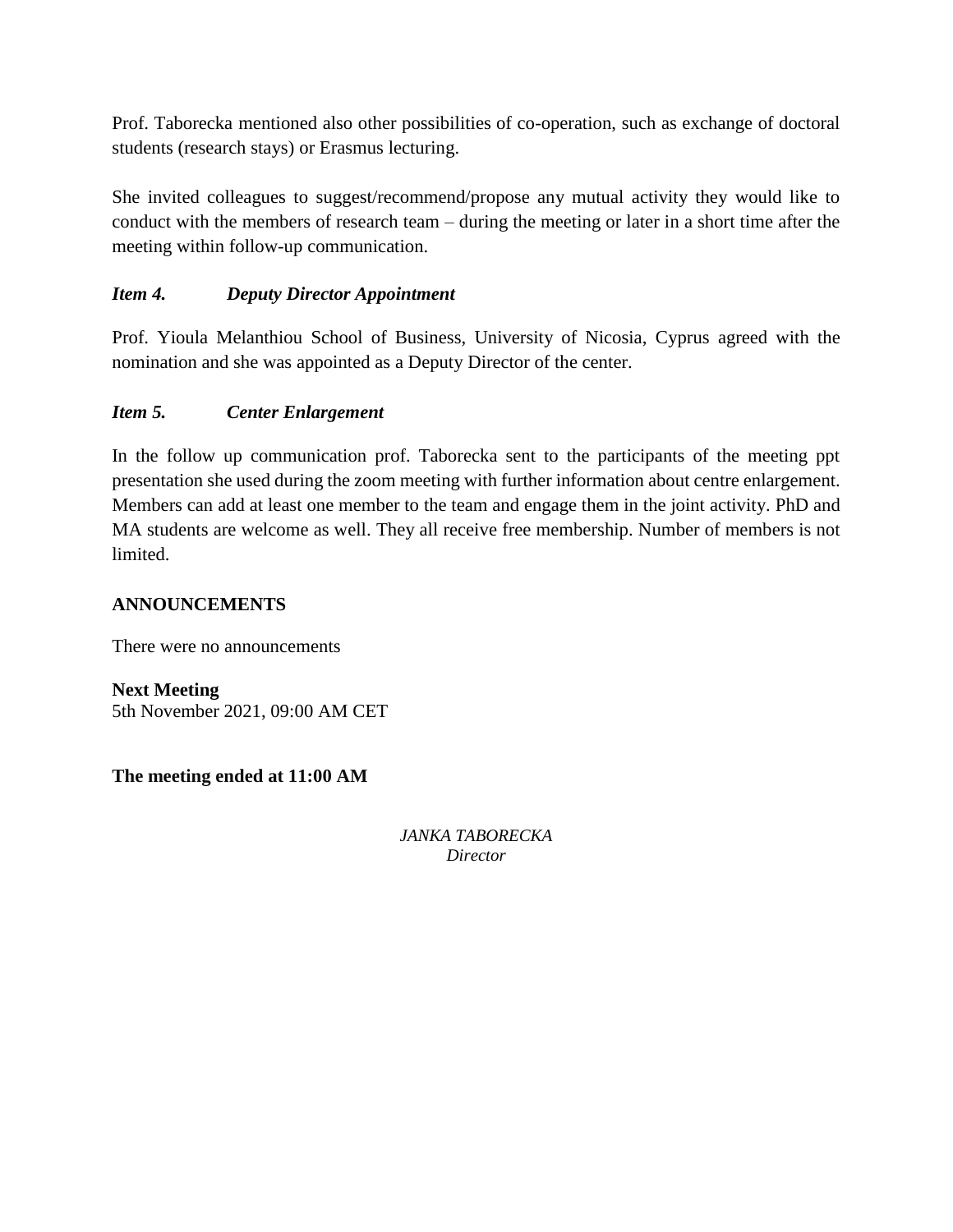Prof. Taborecka mentioned also other possibilities of co-operation, such as exchange of doctoral students (research stays) or Erasmus lecturing.

She invited colleagues to suggest/recommend/propose any mutual activity they would like to conduct with the members of research team – during the meeting or later in a short time after the meeting within follow-up communication.

### *Item 4. Deputy Director Appointment*

Prof. Yioula Melanthiou School of Business, University of Nicosia, Cyprus agreed with the nomination and she was appointed as a Deputy Director of the center.

### *Item 5. Center Enlargement*

In the follow up communication prof. Taborecka sent to the participants of the meeting ppt presentation she used during the zoom meeting with further information about centre enlargement. Members can add at least one member to the team and engage them in the joint activity. PhD and MA students are welcome as well. They all receive free membership. Number of members is not limited.

## ANNOUNCEMENTS

There were no announcements

**Next Meeting**
5th November 2021, 09:00 AM CET

**The meeting ended at 11:00 AM**

*JANKA TABORECKA*
*Director*